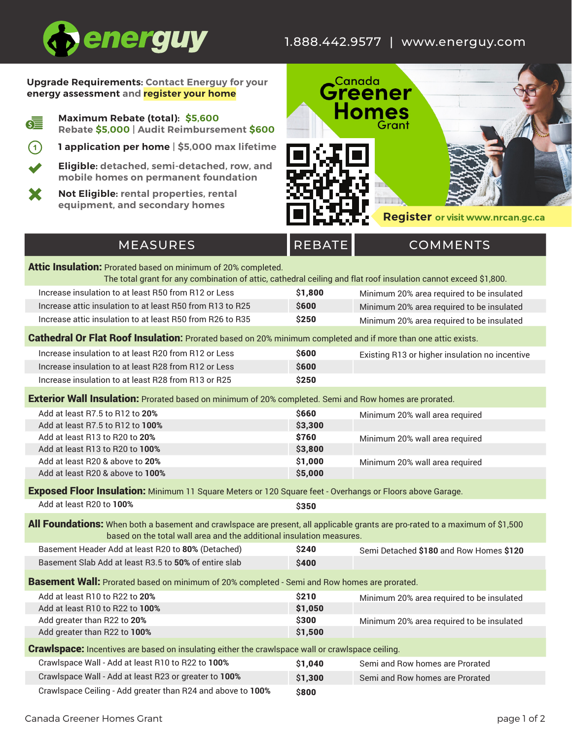**energuy** 1.888.442.9577 | www.energuy.com

**Upgrade Requirements:** Contact Energuy for your energy assessment and **register your home**

- **Maximum Rebate (total): $5,600**
  Rebate **$5,000** | Audit Reimbursement **$600**
- **1 application per home** | $5,000 max lifetime
- **Eligible:** detached, semi-detached, row, and mobile homes on permanent foundation
- **Not Eligible:** rental properties, rental equipment, and secondary homes

## Canada Greener Homes Grant

**Register** or visit www.nrcan.gc.ca

| MEASURES | REBATE | COMMENTS |
|---|---|---|
| **Attic Insulation:** Prorated based on minimum of 20% completed. The total grant for any combination of attic, cathedral ceiling and flat roof insulation cannot exceed $1,800. | | |
| Increase insulation to at least R50 from R12 or Less | $1,800 | Minimum 20% area required to be insulated |
| Increase attic insulation to at least R50 from R13 to R25 | $600 | Minimum 20% area required to be insulated |
| Increase attic insulation to at least R50 from R26 to R35 | $250 | Minimum 20% area required to be insulated |
| **Cathedral Or Flat Roof Insulation:** Prorated based on 20% minimum completed and if more than one attic exists. | | |
| Increase insulation to at least R20 from R12 or Less | $600 | Existing R13 or higher insulation no incentive |
| Increase insulation to at least R28 from R12 or Less | $600 | |
| Increase insulation to at least R28 from R13 or R25 | $250 | |
| **Exterior Wall Insulation:** Prorated based on minimum of 20% completed. Semi and Row homes are prorated. | | |
| Add at least R7.5 to R12 to **20%** | $660 | Minimum 20% wall area required |
| Add at least R7.5 to R12 to **100%** | $3,300 | |
| Add at least R13 to R20 to **20%** | $760 | Minimum 20% wall area required |
| Add at least R13 to R20 to **100%** | $3,800 | |
| Add at least R20 & above to **20%** | $1,000 | Minimum 20% wall area required |
| Add at least R20 & above to **100%** | $5,000 | |
| **Exposed Floor Insulation:** Minimum 11 Square Meters or 120 Square feet - Overhangs or Floors above Garage. | | |
| Add at least R20 to **100%** | $350 | |
| **All Foundations:** When both a basement and crawlspace are present, all applicable grants are pro-rated to a maximum of $1,500 based on the total wall area and the additional insulation measures. | | |
| Basement Header Add at least R20 to **80%** (Detached) | $240 | Semi Detached **$180** and Row Homes **$120** |
| Basement Slab Add at least R3.5 to **50%** of entire slab | $400 | |
| **Basement Wall:** Prorated based on minimum of 20% completed - Semi and Row homes are prorated. | | |
| Add at least R10 to R22 to **20%** | $210 | Minimum 20% area required to be insulated |
| Add at least R10 to R22 to **100%** | $1,050 | |
| Add greater than R22 to **20%** | $300 | Minimum 20% area required to be insulated |
| Add greater than R22 to **100%** | $1,500 | |
| **Crawlspace:** Incentives are based on insulating either the crawlspace wall or crawlspace ceiling. | | |
| Crawlspace Wall - Add at least R10 to R22 to **100%** | $1,040 | Semi and Row homes are Prorated |
| Crawlspace Wall - Add at least R23 or greater to **100%** | $1,300 | Semi and Row homes are Prorated |
| Crawlspace Ceiling - Add greater than R24 and above to **100%** | $800 | |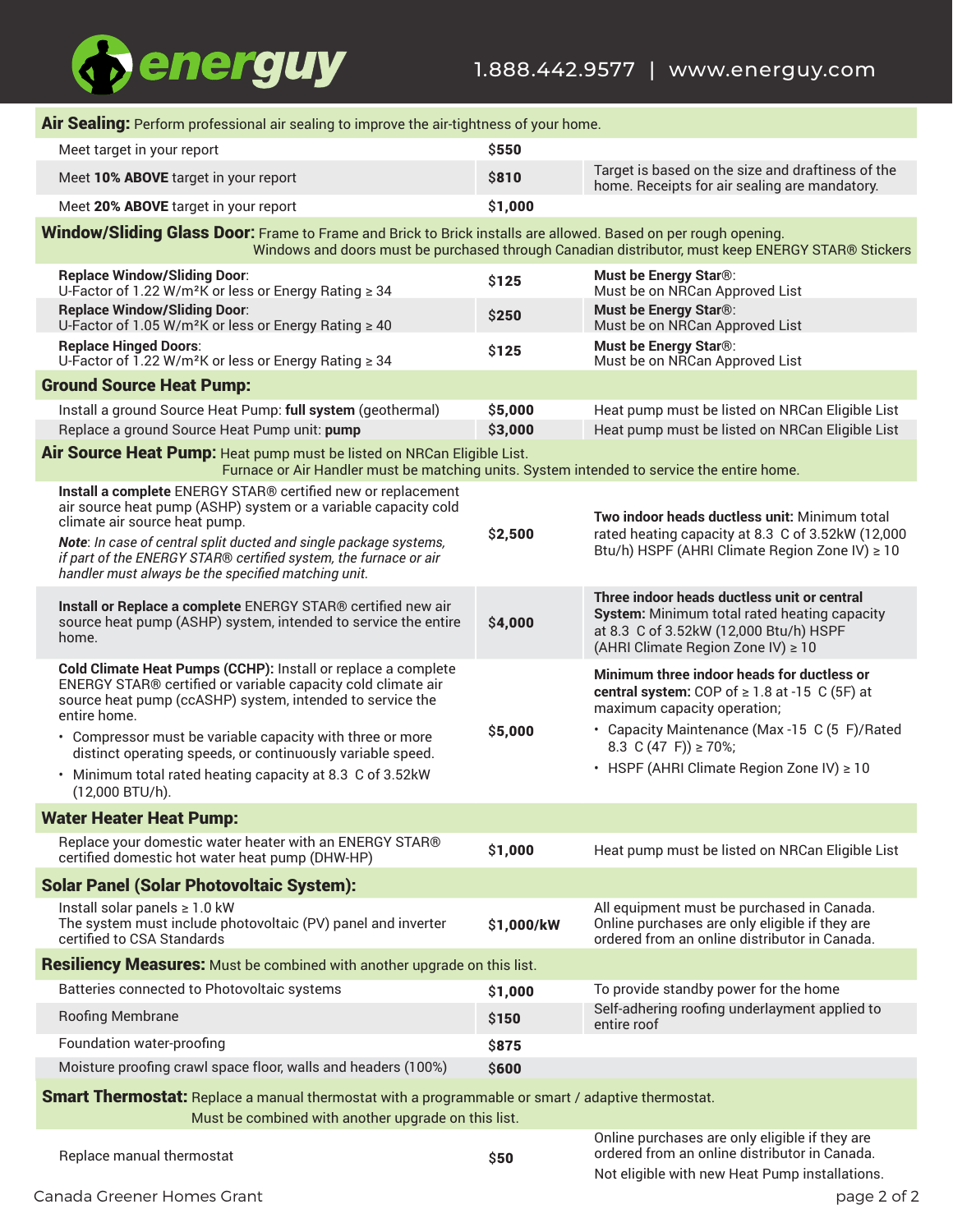energuy | 1.888.442.9577 | www.energuy.com

| | | |
|---|---|---|
| **Air Sealing:** Perform professional air sealing to improve the air-tightness of your home. | | |
| Meet target in your report | $550 | Target is based on the size and draftiness of the home. Receipts for air sealing are mandatory. |
| Meet **10% ABOVE** target in your report | $810 | |
| Meet **20% ABOVE** target in your report | $1,000 | |
| **Window/Sliding Glass Door:** Frame to Frame and Brick to Brick installs are allowed. Based on per rough opening. Windows and doors must be purchased through Canadian distributor, must keep ENERGY STAR® Stickers | | |
| **Replace Window/Sliding Door**: U-Factor of 1.22 W/m²K or less or Energy Rating ≥ 34 | $125 | **Must be Energy Star®**: Must be on NRCan Approved List |
| **Replace Window/Sliding Door**: U-Factor of 1.05 W/m²K or less or Energy Rating ≥ 40 | $250 | **Must be Energy Star®**: Must be on NRCan Approved List |
| **Replace Hinged Doors**: U-Factor of 1.22 W/m²K or less or Energy Rating ≥ 34 | $125 | **Must be Energy Star®**: Must be on NRCan Approved List |
| **Ground Source Heat Pump:** | | |
| Install a ground Source Heat Pump: **full system** (geothermal) | $5,000 | Heat pump must be listed on NRCan Eligible List |
| Replace a ground Source Heat Pump unit: **pump** | $3,000 | Heat pump must be listed on NRCan Eligible List |
| **Air Source Heat Pump:** Heat pump must be listed on NRCan Eligible List. Furnace or Air Handler must be matching units. System intended to service the entire home. | | |
| **Install a complete** ENERGY STAR® certified new or replacement air source heat pump (ASHP) system or a variable capacity cold climate air source heat pump. *Note: In case of central split ducted and single package systems, if part of the ENERGY STAR® certified system, the furnace or air handler must always be the specified matching unit.* | $2,500 | **Two indoor heads ductless unit:** Minimum total rated heating capacity at 8.3 C of 3.52kW (12,000 Btu/h) HSPF (AHRI Climate Region Zone IV) ≥ 10 |
| **Install or Replace a complete** ENERGY STAR® certified new air source heat pump (ASHP) system, intended to service the entire home. | $4,000 | **Three indoor heads ductless unit or central System:** Minimum total rated heating capacity at 8.3 C of 3.52kW (12,000 Btu/h) HSPF (AHRI Climate Region Zone IV) ≥ 10 |
| **Cold Climate Heat Pumps (CCHP):** Install or replace a complete ENERGY STAR® certified or variable capacity cold climate air source heat pump (ccASHP) system, intended to service the entire home. • Compressor must be variable capacity with three or more distinct operating speeds, or continuously variable speed. • Minimum total rated heating capacity at 8.3 C of 3.52kW (12,000 BTU/h). | $5,000 | **Minimum three indoor heads for ductless or central system:** COP of ≥ 1.8 at -15 C (5F) at maximum capacity operation; • Capacity Maintenance (Max -15 C (5 F)/Rated 8.3 C (47 F)) ≥ 70%; • HSPF (AHRI Climate Region Zone IV) ≥ 10 |
| **Water Heater Heat Pump:** | | |
| Replace your domestic water heater with an ENERGY STAR® certified domestic hot water heat pump (DHW-HP) | $1,000 | Heat pump must be listed on NRCan Eligible List |
| **Solar Panel (Solar Photovoltaic System):** | | |
| Install solar panels ≥ 1.0 kW. The system must include photovoltaic (PV) panel and inverter certified to CSA Standards | $1,000/kW | All equipment must be purchased in Canada. Online purchases are only eligible if they are ordered from an online distributor in Canada. |
| **Resiliency Measures:** Must be combined with another upgrade on this list. | | |
| Batteries connected to Photovoltaic systems | $1,000 | To provide standby power for the home |
| Roofing Membrane | $150 | Self-adhering roofing underlayment applied to entire roof |
| Foundation water-proofing | $875 | |
| Moisture proofing crawl space floor, walls and headers (100%) | $600 | |
| **Smart Thermostat:** Replace a manual thermostat with a programmable or smart / adaptive thermostat. Must be combined with another upgrade on this list. | | |
| Replace manual thermostat | $50 | Online purchases are only eligible if they are ordered from an online distributor in Canada. Not eligible with new Heat Pump installations. |

Canada Greener Homes Grant